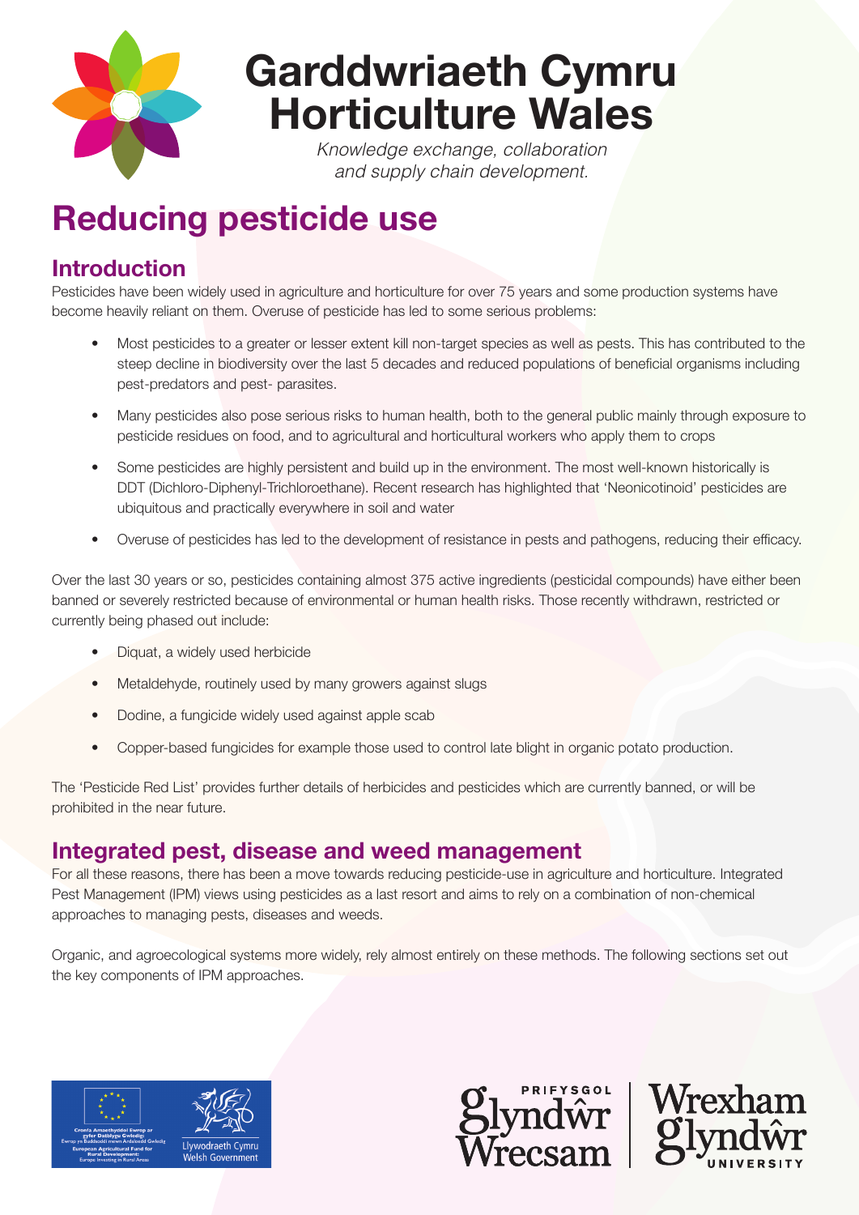# Garddwriaeth Cymru Horticulture Wales

*Knowledge exchange, collaboration and supply chain development.*

# Reducing pesticide use

## Introduction

Pesticides have been widely used in agriculture and horticulture for over 75 years and some production systems have become heavily reliant on them. Overuse of pesticide has led to some serious problems:

- Most pesticides to a greater or lesser extent kill non-target species as well as pests. This has contributed to the steep decline in biodiversity over the last 5 decades and reduced populations of beneficial organisms including pest-predators and pest- parasites.
- Many pesticides also pose serious risks to human health, both to the general public mainly through exposure to pesticide residues on food, and to agricultural and horticultural workers who apply them to crops
- Some pesticides are highly persistent and build up in the environment. The most well-known historically is DDT (Dichloro-Diphenyl-Trichloroethane). Recent research has highlighted that 'Neonicotinoid' pesticides are ubiquitous and practically everywhere in soil and water
- Overuse of pesticides has led to the development of resistance in pests and pathogens, reducing their efficacy.

Over the last 30 years or so, pesticides containing almost 375 active ingredients (pesticidal compounds) have either been banned or severely restricted because of environmental or human health risks. Those recently withdrawn, restricted or currently being phased out include:

- Diquat, a widely used herbicide
- Metaldehyde, routinely used by many growers against slugs
- Dodine, a fungicide widely used against apple scab
- Copper-based fungicides for example those used to control late blight in organic potato production.

The 'Pesticide Red List' provides further details of herbicides and pesticides which are currently banned, or will be prohibited in the near future.

## Integrated pest, disease and weed management

For all these reasons, there has been a move towards reducing pesticide-use in agriculture and horticulture. Integrated Pest Management (IPM) views using pesticides as a last resort and aims to rely on a combination of non-chemical approaches to managing pests, diseases and weeds.

Organic, and agroecological systems more widely, rely almost entirely on these methods. The following sections set out the key components of IPM approaches.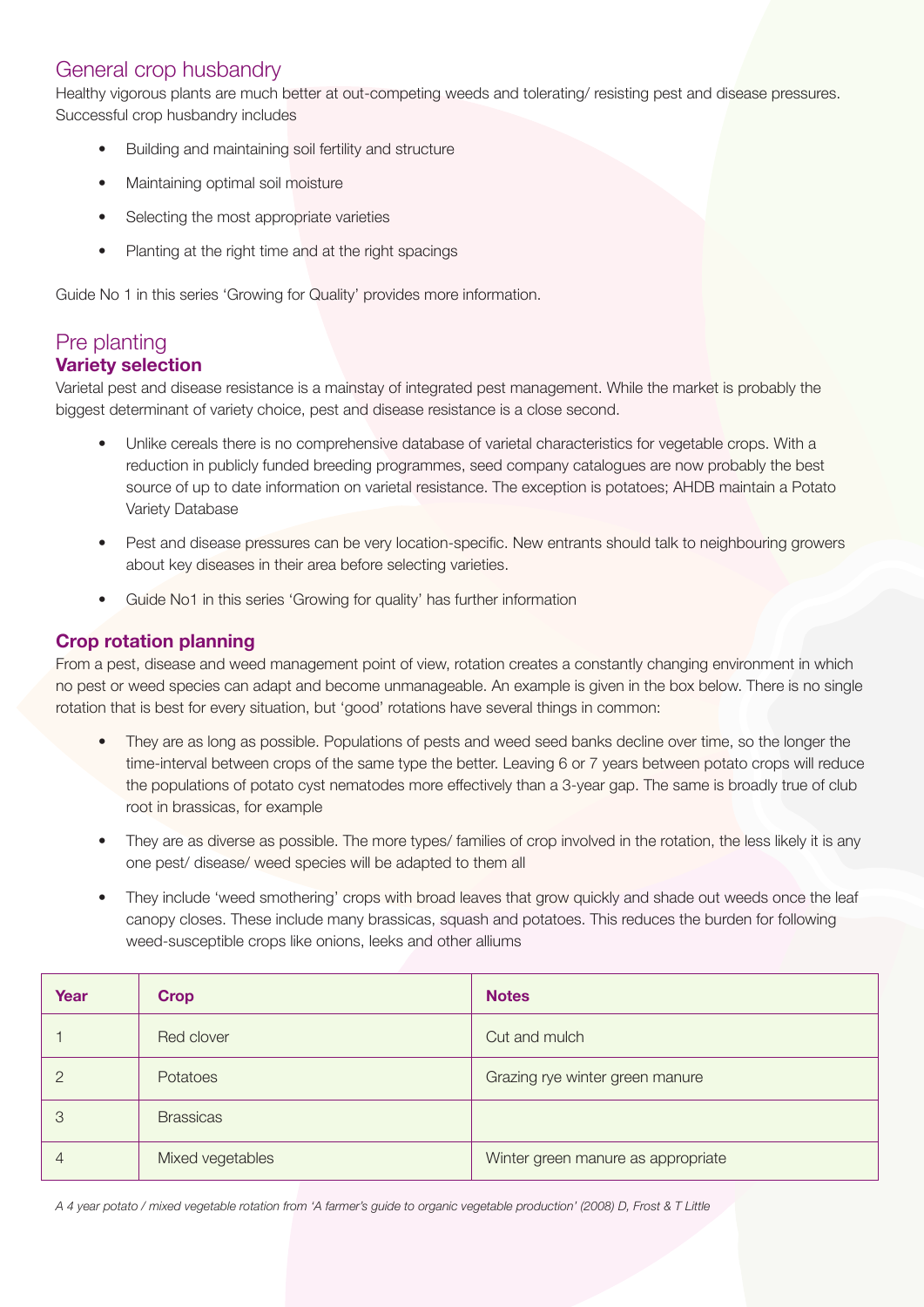## General crop husbandry

Healthy vigorous plants are much better at out-competing weeds and tolerating/ resisting pest and disease pressures. Successful crop husbandry includes

- Building and maintaining soil fertility and structure
- Maintaining optimal soil moisture
- Selecting the most appropriate varieties
- Planting at the right time and at the right spacings

Guide No 1 in this series 'Growing for Quality' provides more information.

## Pre planting

### Variety selection

Varietal pest and disease resistance is a mainstay of integrated pest management. While the market is probably the biggest determinant of variety choice, pest and disease resistance is a close second.

- Unlike cereals there is no comprehensive database of varietal characteristics for vegetable crops. With a reduction in publicly funded breeding programmes, seed company catalogues are now probably the best source of up to date information on varietal resistance. The exception is potatoes; AHDB maintain a Potato Variety Database
- Pest and disease pressures can be very location-specific. New entrants should talk to neighbouring growers about key diseases in their area before selecting varieties.
- Guide No1 in this series 'Growing for quality' has further information

### Crop rotation planning

From a pest, disease and weed management point of view, rotation creates a constantly changing environment in which no pest or weed species can adapt and become unmanageable. An example is given in the box below. There is no single rotation that is best for every situation, but 'good' rotations have several things in common:

- They are as long as possible. Populations of pests and weed seed banks decline over time, so the longer the time-interval between crops of the same type the better. Leaving 6 or 7 years between potato crops will reduce the populations of potato cyst nematodes more effectively than a 3-year gap. The same is broadly true of club root in brassicas, for example
- They are as diverse as possible. The more types/ families of crop involved in the rotation, the less likely it is any one pest/ disease/ weed species will be adapted to them all
- They include 'weed smothering' crops with broad leaves that grow quickly and shade out weeds once the leaf canopy closes. These include many brassicas, squash and potatoes. This reduces the burden for following weed-susceptible crops like onions, leeks and other alliums

| Year | Crop | Notes |
|---|---|---|
| 1 | Red clover | Cut and mulch |
| 2 | Potatoes | Grazing rye winter green manure |
| 3 | Brassicas | |
| 4 | Mixed vegetables | Winter green manure as appropriate |

*A 4 year potato / mixed vegetable rotation from 'A farmer's guide to organic vegetable production' (2008) D, Frost & T Little*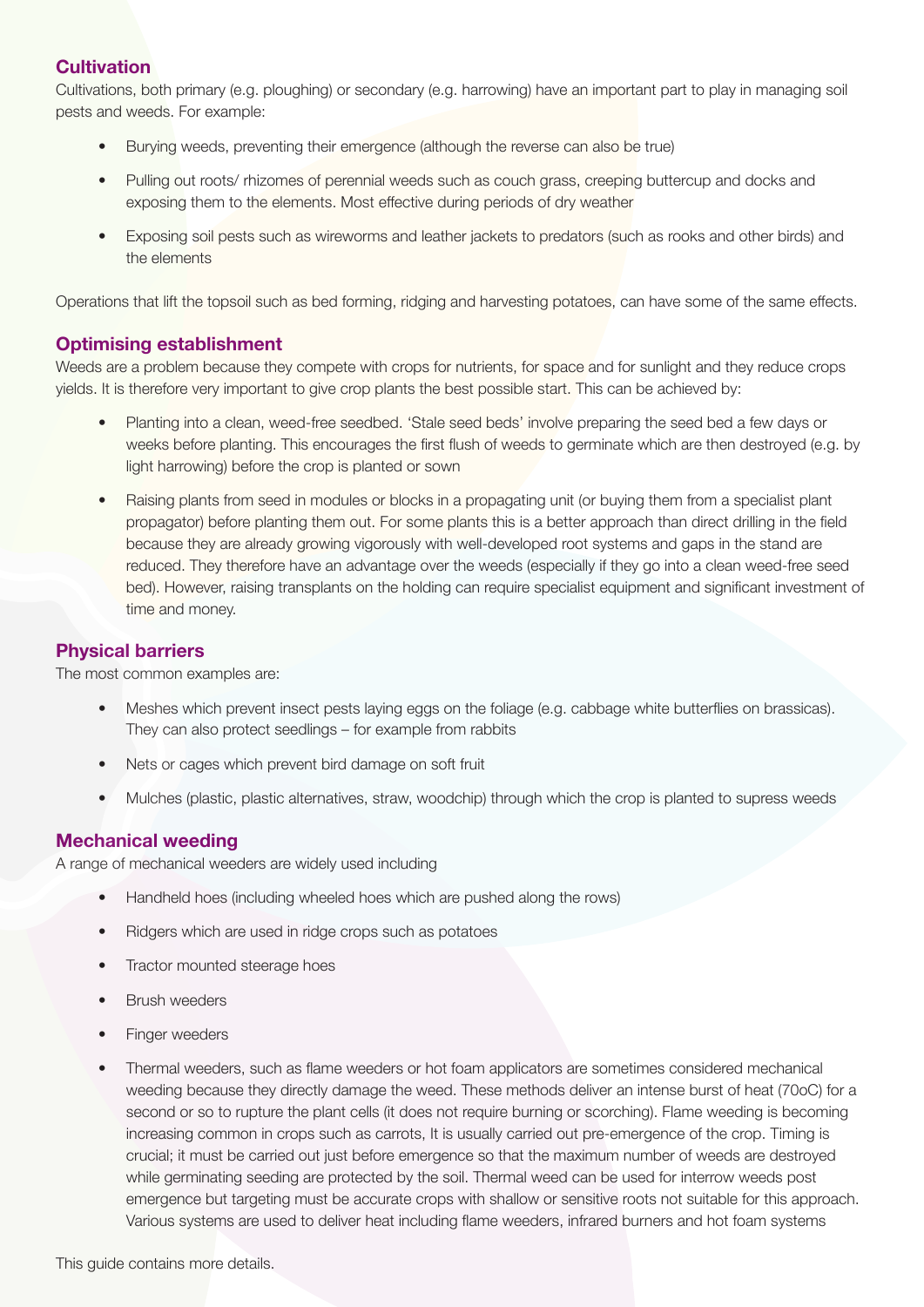## Cultivation

Cultivations, both primary (e.g. ploughing) or secondary (e.g. harrowing) have an important part to play in managing soil pests and weeds. For example:

- Burying weeds, preventing their emergence (although the reverse can also be true)
- Pulling out roots/ rhizomes of perennial weeds such as couch grass, creeping buttercup and docks and exposing them to the elements. Most effective during periods of dry weather
- Exposing soil pests such as wireworms and leather jackets to predators (such as rooks and other birds) and the elements

Operations that lift the topsoil such as bed forming, ridging and harvesting potatoes, can have some of the same effects.

## Optimising establishment

Weeds are a problem because they compete with crops for nutrients, for space and for sunlight and they reduce crops yields. It is therefore very important to give crop plants the best possible start. This can be achieved by:

- Planting into a clean, weed-free seedbed. 'Stale seed beds' involve preparing the seed bed a few days or weeks before planting. This encourages the first flush of weeds to germinate which are then destroyed (e.g. by light harrowing) before the crop is planted or sown
- Raising plants from seed in modules or blocks in a propagating unit (or buying them from a specialist plant propagator) before planting them out. For some plants this is a better approach than direct drilling in the field because they are already growing vigorously with well-developed root systems and gaps in the stand are reduced. They therefore have an advantage over the weeds (especially if they go into a clean weed-free seed bed). However, raising transplants on the holding can require specialist equipment and significant investment of time and money.

## Physical barriers

The most common examples are:

- Meshes which prevent insect pests laying eggs on the foliage (e.g. cabbage white butterflies on brassicas). They can also protect seedlings – for example from rabbits
- Nets or cages which prevent bird damage on soft fruit
- Mulches (plastic, plastic alternatives, straw, woodchip) through which the crop is planted to supress weeds

## Mechanical weeding

A range of mechanical weeders are widely used including

- Handheld hoes (including wheeled hoes which are pushed along the rows)
- Ridgers which are used in ridge crops such as potatoes
- Tractor mounted steerage hoes
- Brush weeders
- Finger weeders
- Thermal weeders, such as flame weeders or hot foam applicators are sometimes considered mechanical weeding because they directly damage the weed. These methods deliver an intense burst of heat (70oC) for a second or so to rupture the plant cells (it does not require burning or scorching). Flame weeding is becoming increasing common in crops such as carrots, It is usually carried out pre-emergence of the crop. Timing is crucial; it must be carried out just before emergence so that the maximum number of weeds are destroyed while germinating seeding are protected by the soil. Thermal weed can be used for interrow weeds post emergence but targeting must be accurate crops with shallow or sensitive roots not suitable for this approach. Various systems are used to deliver heat including flame weeders, infrared burners and hot foam systems

This guide contains more details.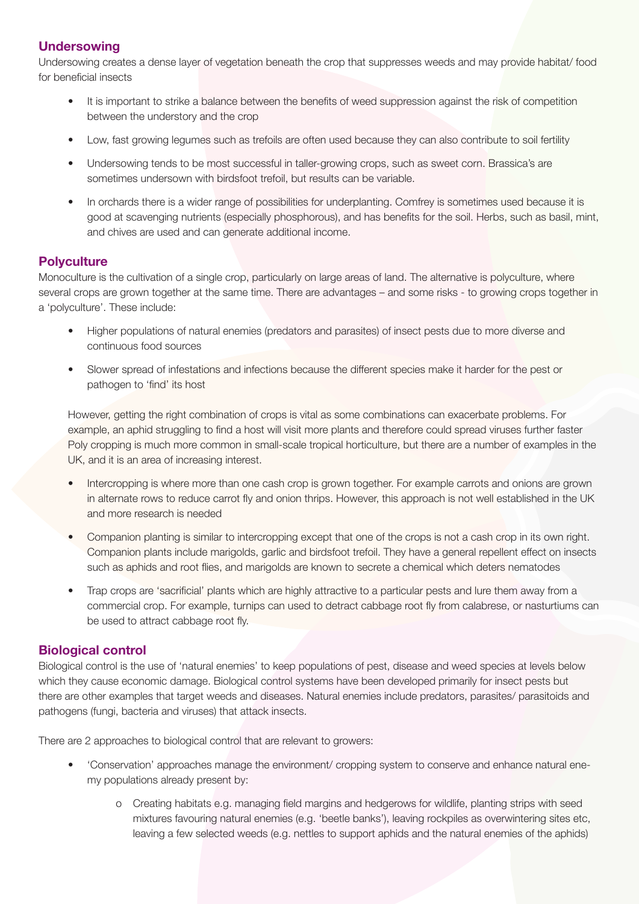## Undersowing

Undersowing creates a dense layer of vegetation beneath the crop that suppresses weeds and may provide habitat/ food for beneficial insects

- It is important to strike a balance between the benefits of weed suppression against the risk of competition between the understory and the crop
- Low, fast growing legumes such as trefoils are often used because they can also contribute to soil fertility
- Undersowing tends to be most successful in taller-growing crops, such as sweet corn. Brassica's are sometimes undersown with birdsfoot trefoil, but results can be variable.
- In orchards there is a wider range of possibilities for underplanting. Comfrey is sometimes used because it is good at scavenging nutrients (especially phosphorous), and has benefits for the soil. Herbs, such as basil, mint, and chives are used and can generate additional income.

## Polyculture

Monoculture is the cultivation of a single crop, particularly on large areas of land. The alternative is polyculture, where several crops are grown together at the same time. There are advantages – and some risks - to growing crops together in a 'polyculture'. These include:

- Higher populations of natural enemies (predators and parasites) of insect pests due to more diverse and continuous food sources
- Slower spread of infestations and infections because the different species make it harder for the pest or pathogen to 'find' its host

However, getting the right combination of crops is vital as some combinations can exacerbate problems. For example, an aphid struggling to find a host will visit more plants and therefore could spread viruses further faster Poly cropping is much more common in small-scale tropical horticulture, but there are a number of examples in the UK, and it is an area of increasing interest.

- Intercropping is where more than one cash crop is grown together. For example carrots and onions are grown in alternate rows to reduce carrot fly and onion thrips. However, this approach is not well established in the UK and more research is needed
- Companion planting is similar to intercropping except that one of the crops is not a cash crop in its own right. Companion plants include marigolds, garlic and birdsfoot trefoil. They have a general repellent effect on insects such as aphids and root flies, and marigolds are known to secrete a chemical which deters nematodes
- Trap crops are 'sacrificial' plants which are highly attractive to a particular pests and lure them away from a commercial crop. For example, turnips can used to detract cabbage root fly from calabrese, or nasturtiums can be used to attract cabbage root fly.

## Biological control

Biological control is the use of 'natural enemies' to keep populations of pest, disease and weed species at levels below which they cause economic damage. Biological control systems have been developed primarily for insect pests but there are other examples that target weeds and diseases. Natural enemies include predators, parasites/ parasitoids and pathogens (fungi, bacteria and viruses) that attack insects.

There are 2 approaches to biological control that are relevant to growers:

- 'Conservation' approaches manage the environment/ cropping system to conserve and enhance natural enemy populations already present by:
    - Creating habitats e.g. managing field margins and hedgerows for wildlife, planting strips with seed mixtures favouring natural enemies (e.g. 'beetle banks'), leaving rockpiles as overwintering sites etc, leaving a few selected weeds (e.g. nettles to support aphids and the natural enemies of the aphids)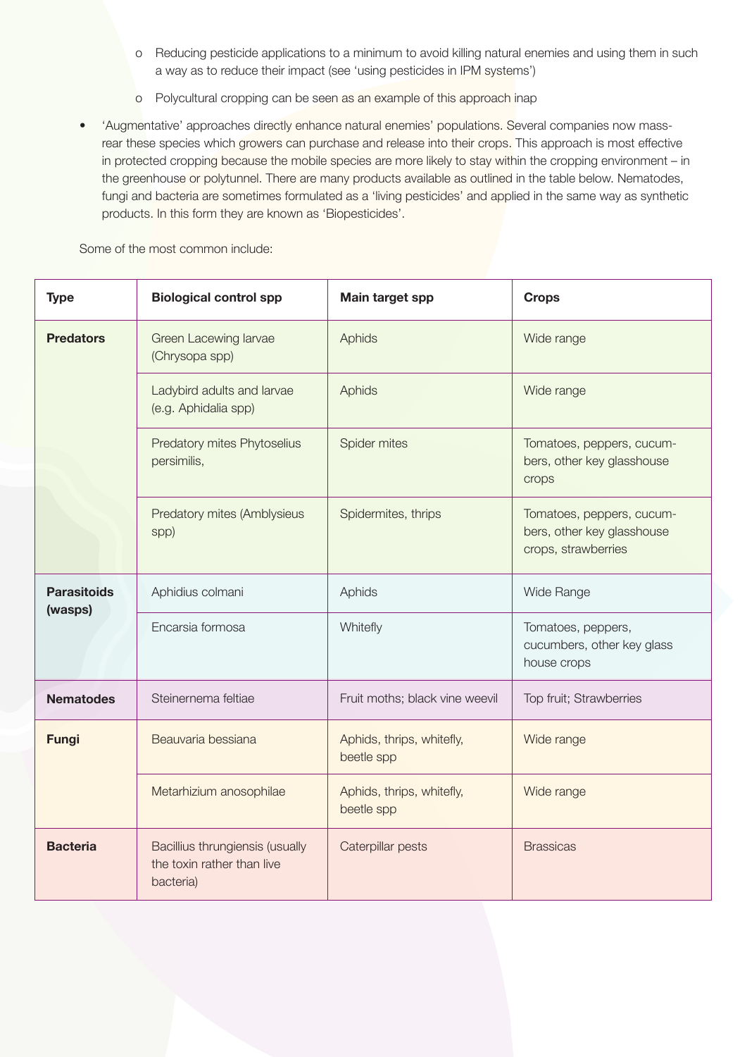- Reducing pesticide applications to a minimum to avoid killing natural enemies and using them in such a way as to reduce their impact (see 'using pesticides in IPM systems')
  - Polycultural cropping can be seen as an example of this approach inap

- 'Augmentative' approaches directly enhance natural enemies' populations. Several companies now mass-rear these species which growers can purchase and release into their crops. This approach is most effective in protected cropping because the mobile species are more likely to stay within the cropping environment – in the greenhouse or polytunnel. There are many products available as outlined in the table below. Nematodes, fungi and bacteria are sometimes formulated as a 'living pesticides' and applied in the same way as synthetic products. In this form they are known as 'Biopesticides'.

Some of the most common include:

| Type | Biological control spp | Main target spp | Crops |
| --- | --- | --- | --- |
| **Predators** | Green Lacewing larvae (Chrysopa spp) | Aphids | Wide range |
| | Ladybird adults and larvae (e.g. Aphidalia spp) | Aphids | Wide range |
| | Predatory mites Phytoselius persimilis, | Spider mites | Tomatoes, peppers, cucumbers, other key glasshouse crops |
| | Predatory mites (Amblysieus spp) | Spidermites, thrips | Tomatoes, peppers, cucumbers, other key glasshouse crops, strawberries |
| **Parasitoids (wasps)** | Aphidius colmani | Aphids | Wide Range |
| | Encarsia formosa | Whitefly | Tomatoes, peppers, cucumbers, other key glass house crops |
| **Nematodes** | Steinernema feltiae | Fruit moths; black vine weevil | Top fruit; Strawberries |
| **Fungi** | Beauvaria bessiana | Aphids, thrips, whitefly, beetle spp | Wide range |
| | Metarhizium anosophilae | Aphids, thrips, whitefly, beetle spp | Wide range |
| **Bacteria** | Bacillius thrungiensis (usually the toxin rather than live bacteria) | Caterpillar pests | Brassicas |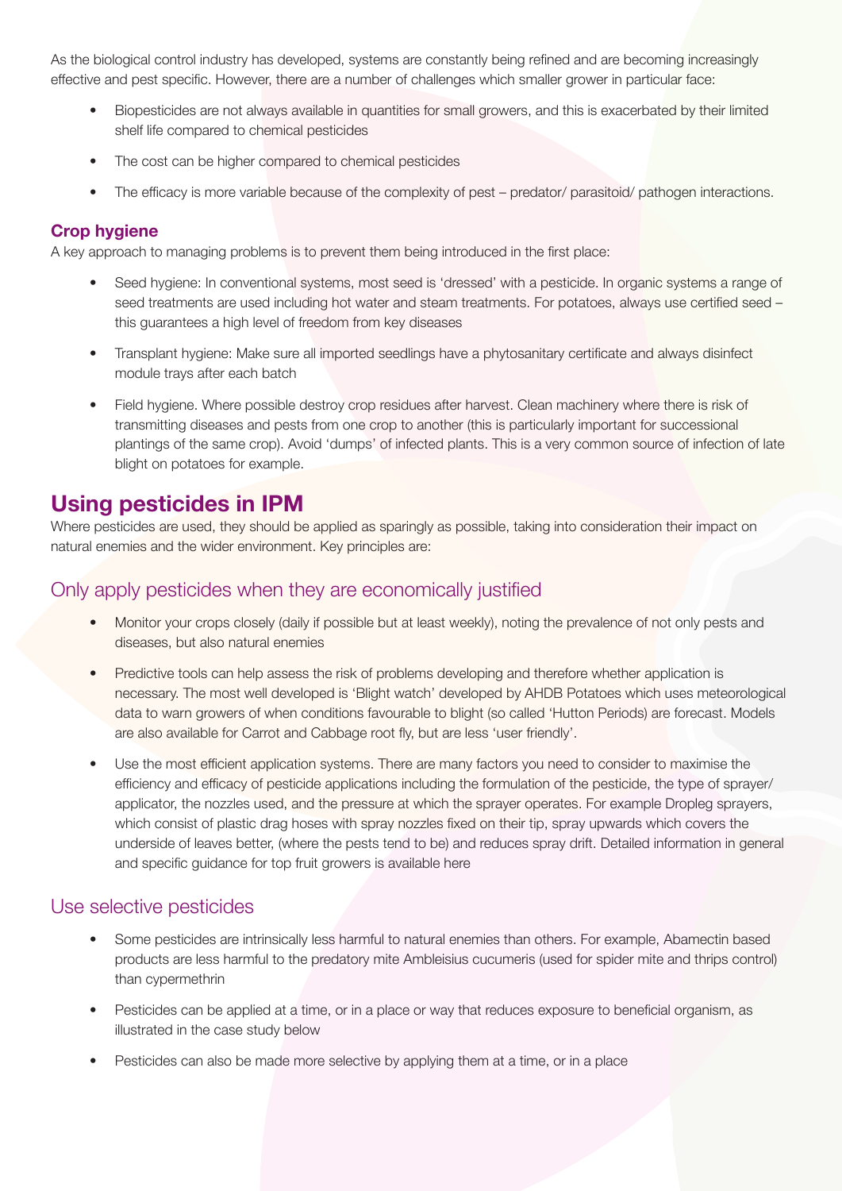As the biological control industry has developed, systems are constantly being refined and are becoming increasingly effective and pest specific. However, there are a number of challenges which smaller grower in particular face:

- Biopesticides are not always available in quantities for small growers, and this is exacerbated by their limited shelf life compared to chemical pesticides
- The cost can be higher compared to chemical pesticides
- The efficacy is more variable because of the complexity of pest – predator/ parasitoid/ pathogen interactions.

### Crop hygiene

A key approach to managing problems is to prevent them being introduced in the first place:

- Seed hygiene: In conventional systems, most seed is 'dressed' with a pesticide. In organic systems a range of seed treatments are used including hot water and steam treatments. For potatoes, always use certified seed – this guarantees a high level of freedom from key diseases
- Transplant hygiene: Make sure all imported seedlings have a phytosanitary certificate and always disinfect module trays after each batch
- Field hygiene. Where possible destroy crop residues after harvest. Clean machinery where there is risk of transmitting diseases and pests from one crop to another (this is particularly important for successional plantings of the same crop). Avoid 'dumps' of infected plants. This is a very common source of infection of late blight on potatoes for example.

## Using pesticides in IPM

Where pesticides are used, they should be applied as sparingly as possible, taking into consideration their impact on natural enemies and the wider environment. Key principles are:

### Only apply pesticides when they are economically justified

- Monitor your crops closely (daily if possible but at least weekly), noting the prevalence of not only pests and diseases, but also natural enemies
- Predictive tools can help assess the risk of problems developing and therefore whether application is necessary. The most well developed is 'Blight watch' developed by AHDB Potatoes which uses meteorological data to warn growers of when conditions favourable to blight (so called 'Hutton Periods) are forecast. Models are also available for Carrot and Cabbage root fly, but are less 'user friendly'.
- Use the most efficient application systems. There are many factors you need to consider to maximise the efficiency and efficacy of pesticide applications including the formulation of the pesticide, the type of sprayer/ applicator, the nozzles used, and the pressure at which the sprayer operates. For example Dropleg sprayers, which consist of plastic drag hoses with spray nozzles fixed on their tip, spray upwards which covers the underside of leaves better, (where the pests tend to be) and reduces spray drift. Detailed information in general and specific guidance for top fruit growers is available here

### Use selective pesticides

- Some pesticides are intrinsically less harmful to natural enemies than others. For example, Abamectin based products are less harmful to the predatory mite Ambleisius cucumeris (used for spider mite and thrips control) than cypermethrin
- Pesticides can be applied at a time, or in a place or way that reduces exposure to beneficial organism, as illustrated in the case study below
- Pesticides can also be made more selective by applying them at a time, or in a place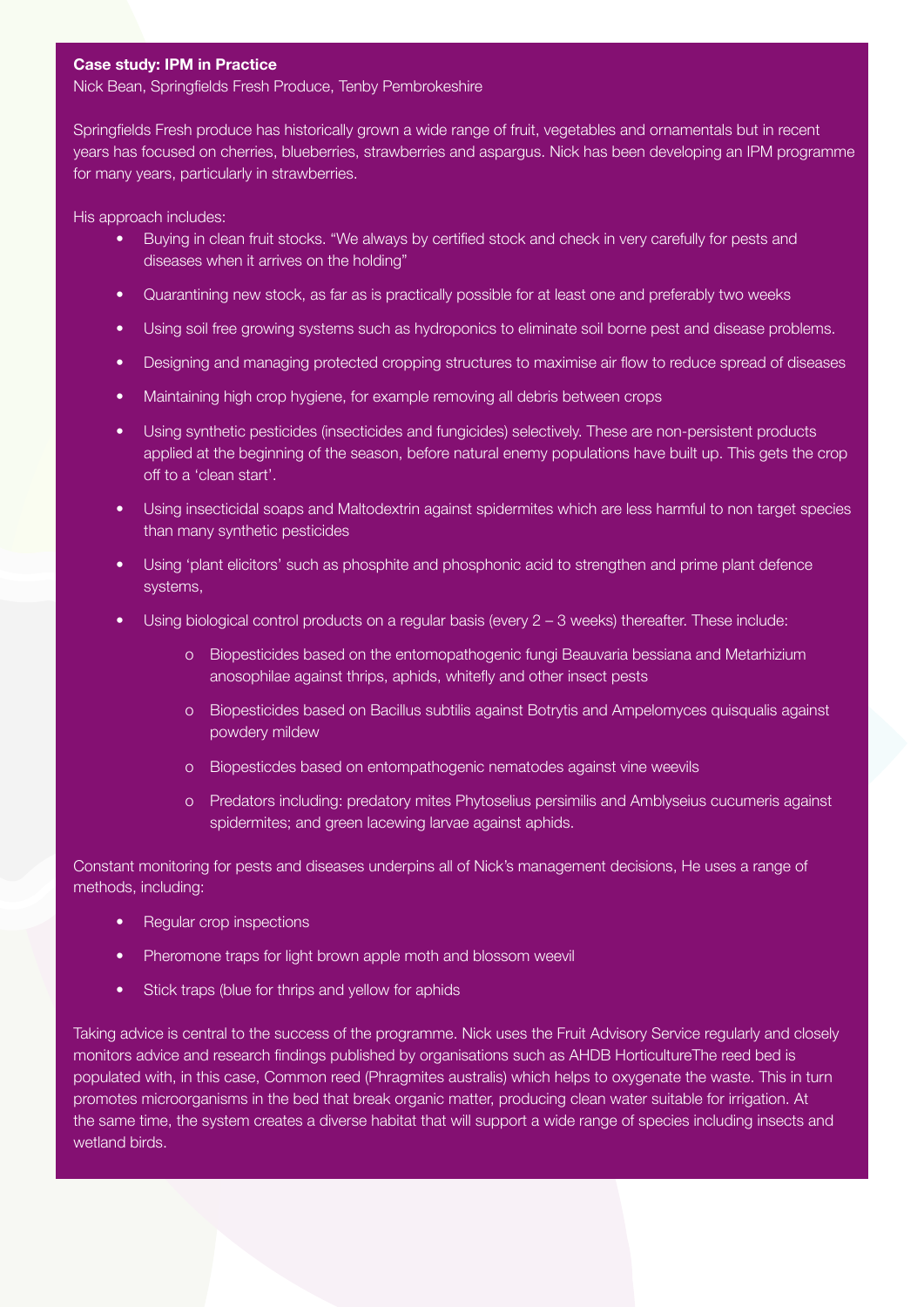**Case study: IPM in Practice**

Nick Bean, Springfields Fresh Produce, Tenby Pembrokeshire

Springfields Fresh produce has historically grown a wide range of fruit, vegetables and ornamentals but in recent years has focused on cherries, blueberries, strawberries and aspargus. Nick has been developing an IPM programme for many years, particularly in strawberries.

His approach includes:

- Buying in clean fruit stocks. "We always by certified stock and check in very carefully for pests and diseases when it arrives on the holding"
- Quarantining new stock, as far as is practically possible for at least one and preferably two weeks
- Using soil free growing systems such as hydroponics to eliminate soil borne pest and disease problems.
- Designing and managing protected cropping structures to maximise air flow to reduce spread of diseases
- Maintaining high crop hygiene, for example removing all debris between crops
- Using synthetic pesticides (insecticides and fungicides) selectively. These are non-persistent products applied at the beginning of the season, before natural enemy populations have built up. This gets the crop off to a 'clean start'.
- Using insecticidal soaps and Maltodextrin against spidermites which are less harmful to non target species than many synthetic pesticides
- Using 'plant elicitors' such as phosphite and phosphonic acid to strengthen and prime plant defence systems,
- Using biological control products on a regular basis (every 2 – 3 weeks) thereafter. These include:
    - Biopesticides based on the entomopathogenic fungi Beauvaria bessiana and Metarhizium anosophilae against thrips, aphids, whitefly and other insect pests
    - Biopesticides based on Bacillus subtilis against Botrytis and Ampelomyces quisqualis against powdery mildew
    - Biopesticdes based on entompathogenic nematodes against vine weevils
    - Predators including: predatory mites Phytoselius persimilis and Amblyseius cucumeris against spidermites; and green lacewing larvae against aphids.

Constant monitoring for pests and diseases underpins all of Nick's management decisions, He uses a range of methods, including:

- Regular crop inspections
- Pheromone traps for light brown apple moth and blossom weevil
- Stick traps (blue for thrips and yellow for aphids

Taking advice is central to the success of the programme. Nick uses the Fruit Advisory Service regularly and closely monitors advice and research findings published by organisations such as AHDB HorticultureThe reed bed is populated with, in this case, Common reed (Phragmites australis) which helps to oxygenate the waste. This in turn promotes microorganisms in the bed that break organic matter, producing clean water suitable for irrigation. At the same time, the system creates a diverse habitat that will support a wide range of species including insects and wetland birds.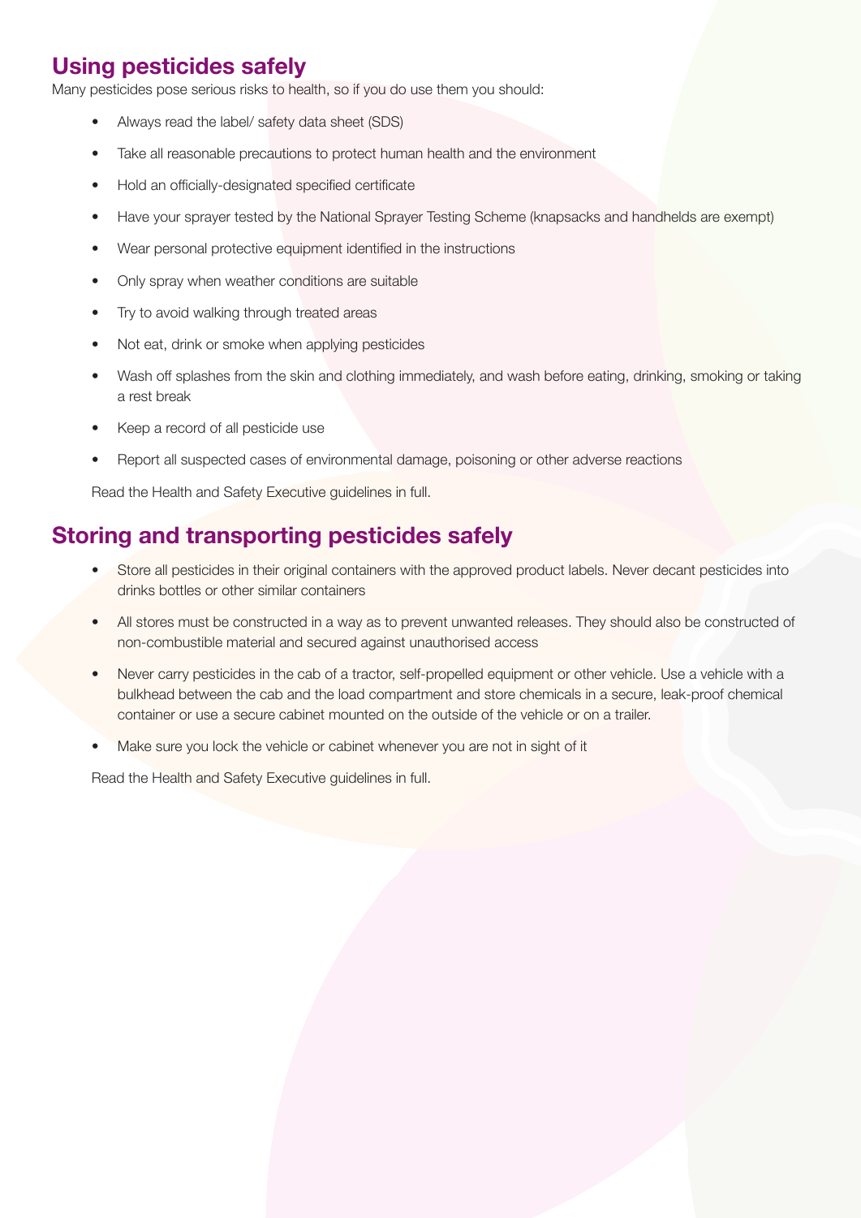## Using pesticides safely

Many pesticides pose serious risks to health, so if you do use them you should:

- Always read the label/ safety data sheet (SDS)
- Take all reasonable precautions to protect human health and the environment
- Hold an officially-designated specified certificate
- Have your sprayer tested by the National Sprayer Testing Scheme (knapsacks and handhelds are exempt)
- Wear personal protective equipment identified in the instructions
- Only spray when weather conditions are suitable
- Try to avoid walking through treated areas
- Not eat, drink or smoke when applying pesticides
- Wash off splashes from the skin and clothing immediately, and wash before eating, drinking, smoking or taking a rest break
- Keep a record of all pesticide use
- Report all suspected cases of environmental damage, poisoning or other adverse reactions

Read the Health and Safety Executive guidelines in full.

## Storing and transporting pesticides safely

- Store all pesticides in their original containers with the approved product labels. Never decant pesticides into drinks bottles or other similar containers
- All stores must be constructed in a way as to prevent unwanted releases. They should also be constructed of non-combustible material and secured against unauthorised access
- Never carry pesticides in the cab of a tractor, self-propelled equipment or other vehicle. Use a vehicle with a bulkhead between the cab and the load compartment and store chemicals in a secure, leak-proof chemical container or use a secure cabinet mounted on the outside of the vehicle or on a trailer.
- Make sure you lock the vehicle or cabinet whenever you are not in sight of it

Read the Health and Safety Executive guidelines in full.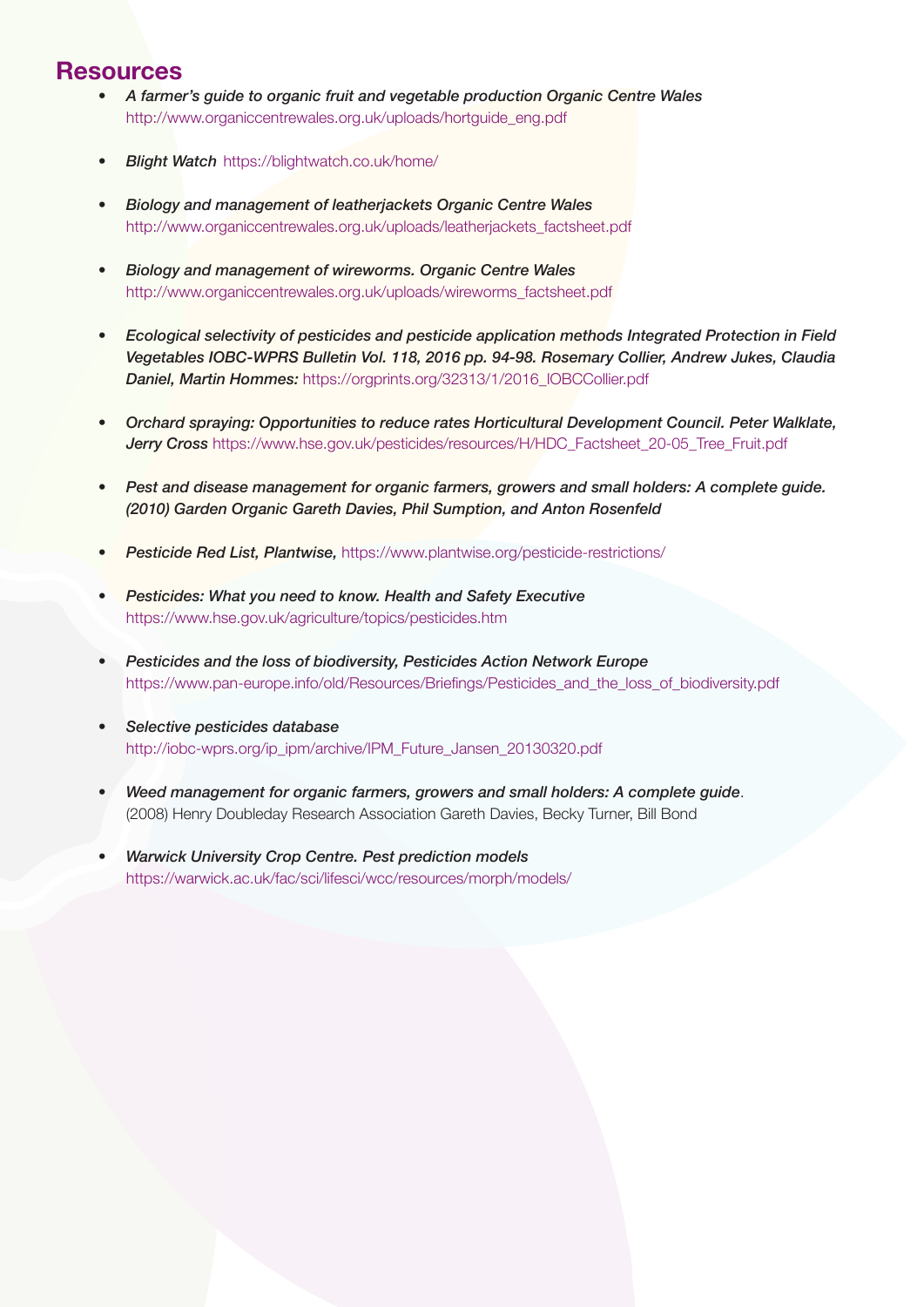## Resources

- ***A farmer's guide to organic fruit and vegetable production Organic Centre Wales***
  http://www.organiccentrewales.org.uk/uploads/hortguide_eng.pdf
- ***Blight Watch*** https://blightwatch.co.uk/home/
- ***Biology and management of leatherjackets Organic Centre Wales***
  http://www.organiccentrewales.org.uk/uploads/leatherjackets_factsheet.pdf
- ***Biology and management of wireworms. Organic Centre Wales***
  http://www.organiccentrewales.org.uk/uploads/wireworms_factsheet.pdf
- ***Ecological selectivity of pesticides and pesticide application methods Integrated Protection in Field Vegetables IOBC-WPRS Bulletin Vol. 118, 2016 pp. 94-98. Rosemary Collier, Andrew Jukes, Claudia Daniel, Martin Hommes:*** https://orgprints.org/32313/1/2016_IOBCCollier.pdf
- ***Orchard spraying: Opportunities to reduce rates Horticultural Development Council. Peter Walklate, Jerry Cross*** https://www.hse.gov.uk/pesticides/resources/H/HDC_Factsheet_20-05_Tree_Fruit.pdf
- ***Pest and disease management for organic farmers, growers and small holders: A complete guide. (2010) Garden Organic Gareth Davies, Phil Sumption, and Anton Rosenfeld***
- ***Pesticide Red List, Plantwise,*** https://www.plantwise.org/pesticide-restrictions/
- ***Pesticides: What you need to know. Health and Safety Executive***
  https://www.hse.gov.uk/agriculture/topics/pesticides.htm
- ***Pesticides and the loss of biodiversity, Pesticides Action Network Europe***
  https://www.pan-europe.info/old/Resources/Briefings/Pesticides_and_the_loss_of_biodiversity.pdf
- ***Selective pesticides database***
  http://iobc-wprs.org/ip_ipm/archive/IPM_Future_Jansen_20130320.pdf
- ***Weed management for organic farmers, growers and small holders: A complete guide***.
  (2008) Henry Doubleday Research Association Gareth Davies, Becky Turner, Bill Bond
- ***Warwick University Crop Centre. Pest prediction models***
  https://warwick.ac.uk/fac/sci/lifesci/wcc/resources/morph/models/